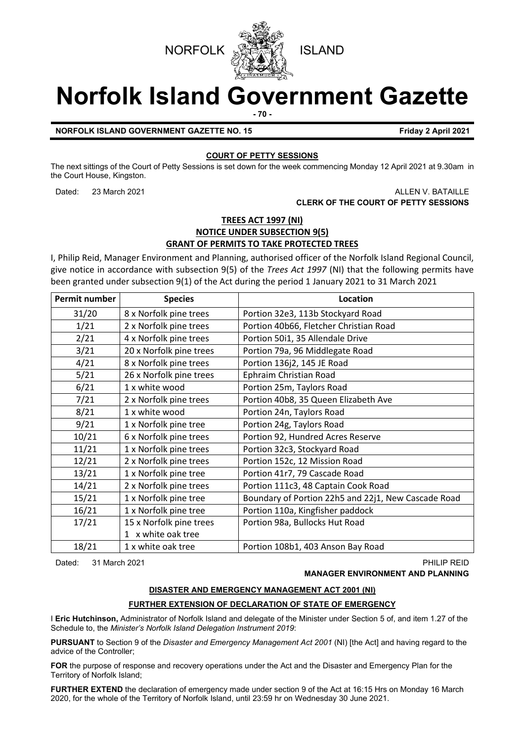NORFOLK ISLAND

# Norfolk Island Government Gazette

**NORFOLK ISLAND GOVERNMENT GAZETTE NO. 15** **Friday 2 April 2021**

## COURT OF PETTY SESSIONS

The next sittings of the Court of Petty Sessions is set down for the week commencing Monday 12 April 2021 at 9.30am in the Court House, Kingston.

Dated: 23 March 2021

ALLEN V. BATAILLE
**CLERK OF THE COURT OF PETTY SESSIONS**

## TREES ACT 1997 (NI)
## NOTICE UNDER SUBSECTION 9(5)
## GRANT OF PERMITS TO TAKE PROTECTED TREES

I, Philip Reid, Manager Environment and Planning, authorised officer of the Norfolk Island Regional Council, give notice in accordance with subsection 9(5) of the *Trees Act 1997* (NI) that the following permits have been granted under subsection 9(1) of the Act during the period 1 January 2021 to 31 March 2021

| Permit number | Species | Location |
|---|---|---|
| 31/20 | 8 x Norfolk pine trees | Portion 32e3, 113b Stockyard Road |
| 1/21 | 2 x Norfolk pine trees | Portion 40b66, Fletcher Christian Road |
| 2/21 | 4 x Norfolk pine trees | Portion 50i1, 35 Allendale Drive |
| 3/21 | 20 x Norfolk pine trees | Portion 79a, 96 Middlegate Road |
| 4/21 | 8 x Norfolk pine trees | Portion 136j2, 145 JE Road |
| 5/21 | 26 x Norfolk pine trees | Ephraim Christian Road |
| 6/21 | 1 x white wood | Portion 25m, Taylors Road |
| 7/21 | 2 x Norfolk pine trees | Portion 40b8, 35 Queen Elizabeth Ave |
| 8/21 | 1 x white wood | Portion 24n, Taylors Road |
| 9/21 | 1 x Norfolk pine tree | Portion 24g, Taylors Road |
| 10/21 | 6 x Norfolk pine trees | Portion 92, Hundred Acres Reserve |
| 11/21 | 1 x Norfolk pine trees | Portion 32c3, Stockyard Road |
| 12/21 | 2 x Norfolk pine trees | Portion 152c, 12 Mission Road |
| 13/21 | 1 x Norfolk pine tree | Portion 41r7, 79 Cascade Road |
| 14/21 | 2 x Norfolk pine trees | Portion 111c3, 48 Captain Cook Road |
| 15/21 | 1 x Norfolk pine tree | Boundary of Portion 22h5 and 22j1, New Cascade Road |
| 16/21 | 1 x Norfolk pine tree | Portion 110a, Kingfisher paddock |
| 17/21 | 15 x Norfolk pine trees<br>1 x white oak tree | Portion 98a, Bullocks Hut Road |
| 18/21 | 1 x white oak tree | Portion 108b1, 403 Anson Bay Road |

Dated: 31 March 2021

PHILIP REID
**MANAGER ENVIRONMENT AND PLANNING**

## DISASTER AND EMERGENCY MANAGEMENT ACT 2001 (NI)

## FURTHER EXTENSION OF DECLARATION OF STATE OF EMERGENCY

I **Eric Hutchinson,** Administrator of Norfolk Island and delegate of the Minister under Section 5 of, and item 1.27 of the Schedule to, the *Minister's Norfolk Island Delegation Instrument 2019*:

**PURSUANT** to Section 9 of the *Disaster and Emergency Management Act 2001* (NI) [the Act] and having regard to the advice of the Controller;

**FOR** the purpose of response and recovery operations under the Act and the Disaster and Emergency Plan for the Territory of Norfolk Island;

**FURTHER EXTEND** the declaration of emergency made under section 9 of the Act at 16:15 Hrs on Monday 16 March 2020, for the whole of the Territory of Norfolk Island, until 23:59 hr on Wednesday 30 June 2021.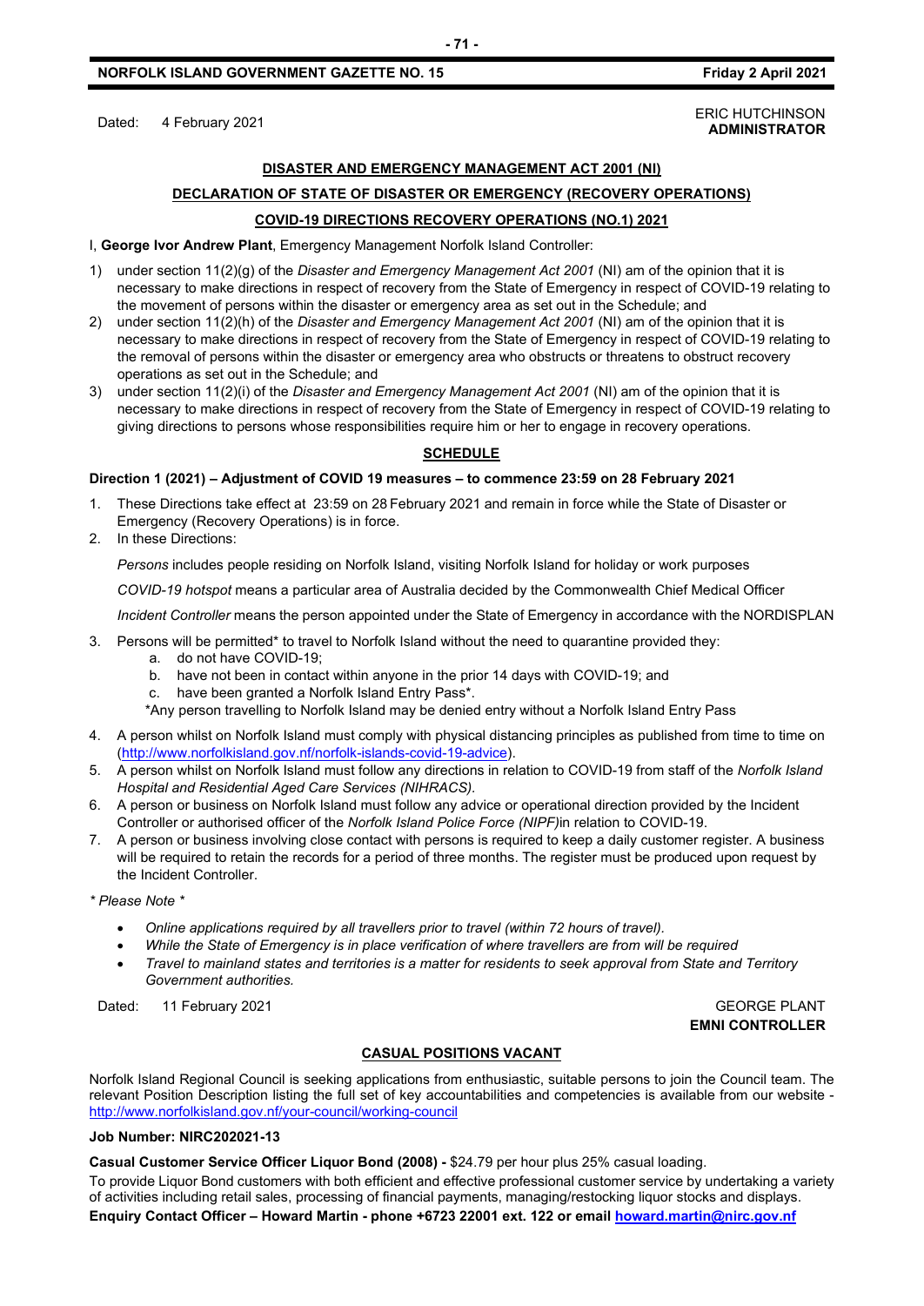Dated: 4 February 2021

ERIC HUTCHINSON
**ADMINISTRATOR**

**DISASTER AND EMERGENCY MANAGEMENT ACT 2001 (NI)**

**DECLARATION OF STATE OF DISASTER OR EMERGENCY (RECOVERY OPERATIONS)**

**COVID-19 DIRECTIONS RECOVERY OPERATIONS (NO.1) 2021**

I, **George Ivor Andrew Plant**, Emergency Management Norfolk Island Controller:

1) under section 11(2)(g) of the *Disaster and Emergency Management Act 2001* (NI) am of the opinion that it is necessary to make directions in respect of recovery from the State of Emergency in respect of COVID-19 relating to the movement of persons within the disaster or emergency area as set out in the Schedule; and
2) under section 11(2)(h) of the *Disaster and Emergency Management Act 2001* (NI) am of the opinion that it is necessary to make directions in respect of recovery from the State of Emergency in respect of COVID-19 relating to the removal of persons within the disaster or emergency area who obstructs or threatens to obstruct recovery operations as set out in the Schedule; and
3) under section 11(2)(i) of the *Disaster and Emergency Management Act 2001* (NI) am of the opinion that it is necessary to make directions in respect of recovery from the State of Emergency in respect of COVID-19 relating to giving directions to persons whose responsibilities require him or her to engage in recovery operations.

**SCHEDULE**

**Direction 1 (2021) – Adjustment of COVID 19 measures – to commence 23:59 on 28 February 2021**

1. These Directions take effect at 23:59 on 28 February 2021 and remain in force while the State of Disaster or Emergency (Recovery Operations) is in force.
2. In these Directions:

   *Persons* includes people residing on Norfolk Island, visiting Norfolk Island for holiday or work purposes

   *COVID-19 hotspot* means a particular area of Australia decided by the Commonwealth Chief Medical Officer

   *Incident Controller* means the person appointed under the State of Emergency in accordance with the NORDISPLAN

3. Persons will be permitted* to travel to Norfolk Island without the need to quarantine provided they:
   a. do not have COVID-19;
   b. have not been in contact within anyone in the prior 14 days with COVID-19; and
   c. have been granted a Norfolk Island Entry Pass*.

   *Any person travelling to Norfolk Island may be denied entry without a Norfolk Island Entry Pass

4. A person whilst on Norfolk Island must comply with physical distancing principles as published from time to time on (http://www.norfolkisland.gov.nf/norfolk-islands-covid-19-advice).
5. A person whilst on Norfolk Island must follow any directions in relation to COVID-19 from staff of the *Norfolk Island Hospital and Residential Aged Care Services (NIHRACS).*
6. A person or business on Norfolk Island must follow any advice or operational direction provided by the Incident Controller or authorised officer of the *Norfolk Island Police Force (NIPF)*in relation to COVID-19.
7. A person or business involving close contact with persons is required to keep a daily customer register. A business will be required to retain the records for a period of three months. The register must be produced upon request by the Incident Controller.

*\* Please Note \**

- *Online applications required by all travellers prior to travel (within 72 hours of travel).*
- *While the State of Emergency is in place verification of where travellers are from will be required*
- *Travel to mainland states and territories is a matter for residents to seek approval from State and Territory Government authorities.*

Dated: 11 February 2021

GEORGE PLANT
**EMNI CONTROLLER**

**CASUAL POSITIONS VACANT**

Norfolk Island Regional Council is seeking applications from enthusiastic, suitable persons to join the Council team. The relevant Position Description listing the full set of key accountabilities and competencies is available from our website - http://www.norfolkisland.gov.nf/your-council/working-council

**Job Number: NIRC202021-13**

**Casual Customer Service Officer Liquor Bond (2008) -** $24.79 per hour plus 25% casual loading.

To provide Liquor Bond customers with both efficient and effective professional customer service by undertaking a variety of activities including retail sales, processing of financial payments, managing/restocking liquor stocks and displays.

**Enquiry Contact Officer – Howard Martin - phone +6723 22001 ext. 122 or email howard.martin@nirc.gov.nf**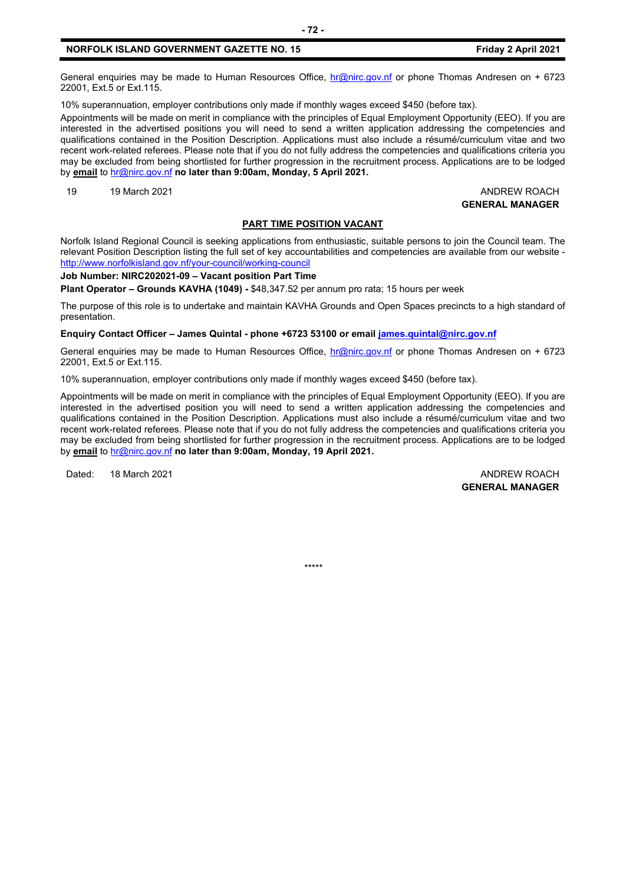General enquiries may be made to Human Resources Office, hr@nirc.gov.nf or phone Thomas Andresen on + 6723 22001, Ext.5 or Ext.115.

10% superannuation, employer contributions only made if monthly wages exceed $450 (before tax).

Appointments will be made on merit in compliance with the principles of Equal Employment Opportunity (EEO). If you are interested in the advertised positions you will need to send a written application addressing the competencies and qualifications contained in the Position Description. Applications must also include a résumé/curriculum vitae and two recent work-related referees. Please note that if you do not fully address the competencies and qualifications criteria you may be excluded from being shortlisted for further progression in the recruitment process. Applications are to be lodged by **email** to hr@nirc.gov.nf **no later than 9:00am, Monday, 5 April 2021.**

19 19 March 2021

ANDREW ROACH
**GENERAL MANAGER**

## PART TIME POSITION VACANT

Norfolk Island Regional Council is seeking applications from enthusiastic, suitable persons to join the Council team. The relevant Position Description listing the full set of key accountabilities and competencies are available from our website - http://www.norfolkisland.gov.nf/your-council/working-council

**Job Number: NIRC202021-09 – Vacant position Part Time**

**Plant Operator – Grounds KAVHA (1049) -** $48,347.52 per annum pro rata; 15 hours per week

The purpose of this role is to undertake and maintain KAVHA Grounds and Open Spaces precincts to a high standard of presentation.

**Enquiry Contact Officer – James Quintal - phone +6723 53100 or email james.quintal@nirc.gov.nf**

General enquiries may be made to Human Resources Office, hr@nirc.gov.nf or phone Thomas Andresen on + 6723 22001, Ext.5 or Ext.115.

10% superannuation, employer contributions only made if monthly wages exceed $450 (before tax).

Appointments will be made on merit in compliance with the principles of Equal Employment Opportunity (EEO). If you are interested in the advertised position you will need to send a written application addressing the competencies and qualifications contained in the Position Description. Applications must also include a résumé/curriculum vitae and two recent work-related referees. Please note that if you do not fully address the competencies and qualifications criteria you may be excluded from being shortlisted for further progression in the recruitment process. Applications are to be lodged by **email** to hr@nirc.gov.nf **no later than 9:00am, Monday, 19 April 2021.**

Dated: 18 March 2021

ANDREW ROACH
**GENERAL MANAGER**

*****